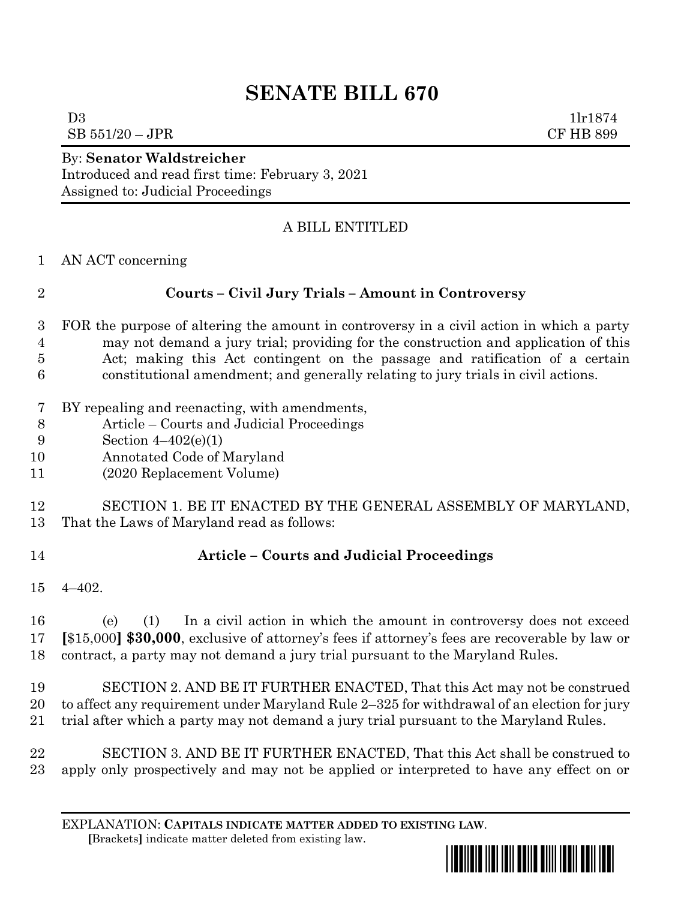# SENATE BILL 670

D3 1lr1874
SB 551/20 – JPR CF HB 899

By: **Senator Waldstreicher**
Introduced and read first time: February 3, 2021
Assigned to: Judicial Proceedings

A BILL ENTITLED

1 AN ACT concerning

2 **Courts – Civil Jury Trials – Amount in Controversy**

3 FOR the purpose of altering the amount in controversy in a civil action in which a party
4 may not demand a jury trial; providing for the construction and application of this
5 Act; making this Act contingent on the passage and ratification of a certain
6 constitutional amendment; and generally relating to jury trials in civil actions.

7 BY repealing and reenacting, with amendments,
8 Article – Courts and Judicial Proceedings
9 Section 4–402(e)(1)
10 Annotated Code of Maryland
11 (2020 Replacement Volume)

12 SECTION 1. BE IT ENACTED BY THE GENERAL ASSEMBLY OF MARYLAND,
13 That the Laws of Maryland read as follows:

14 **Article – Courts and Judicial Proceedings**

15 4–402.

16 (e) (1) In a civil action in which the amount in controversy does not exceed
17 **[**$15,000**]** **$30,000**, exclusive of attorney's fees if attorney's fees are recoverable by law or
18 contract, a party may not demand a jury trial pursuant to the Maryland Rules.

19 SECTION 2. AND BE IT FURTHER ENACTED, That this Act may not be construed
20 to affect any requirement under Maryland Rule 2–325 for withdrawal of an election for jury
21 trial after which a party may not demand a jury trial pursuant to the Maryland Rules.

22 SECTION 3. AND BE IT FURTHER ENACTED, That this Act shall be construed to
23 apply only prospectively and may not be applied or interpreted to have any effect on or

EXPLANATION: **CAPITALS INDICATE MATTER ADDED TO EXISTING LAW.**
**[**Brackets**]** indicate matter deleted from existing law.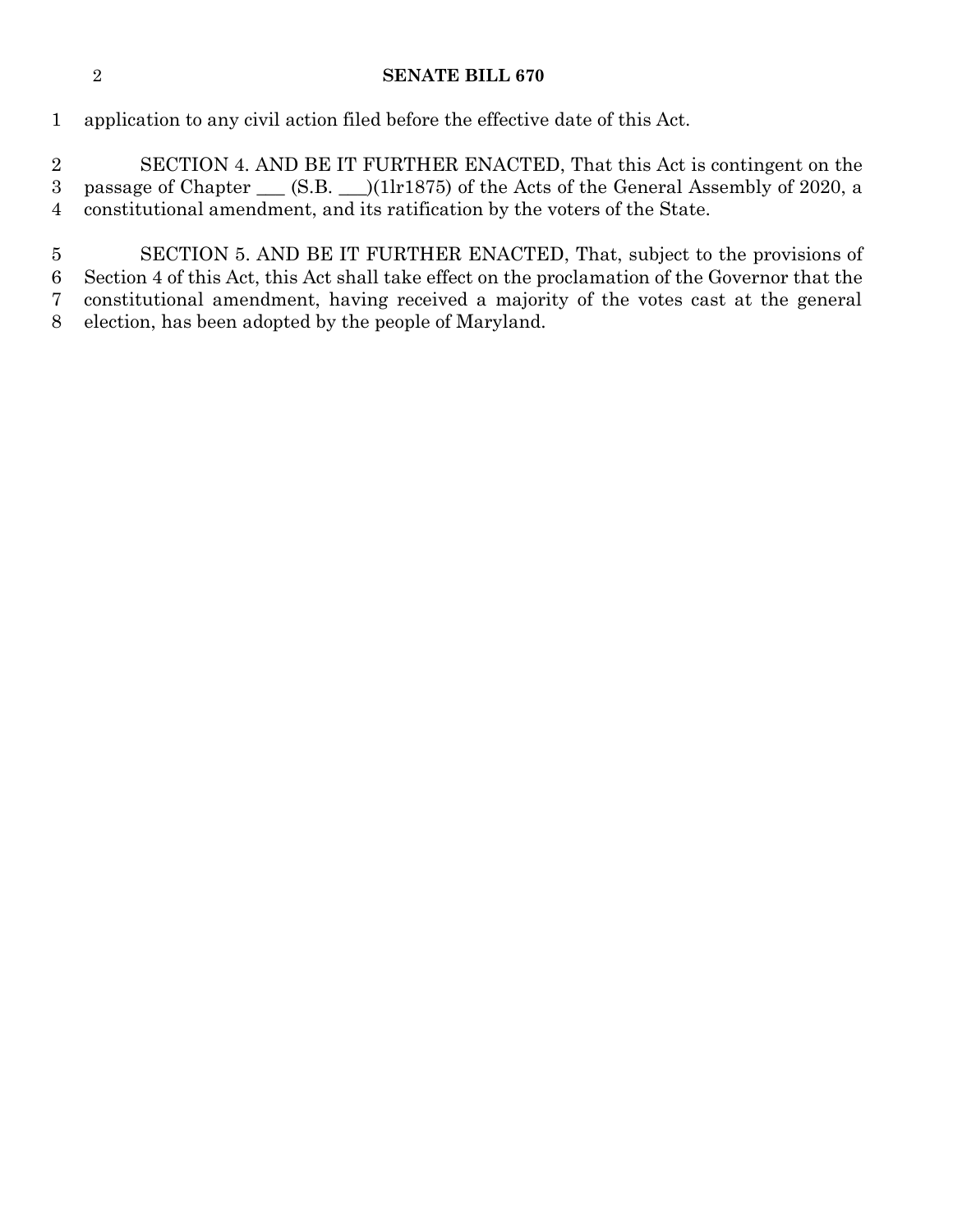application to any civil action filed before the effective date of this Act.

SECTION 4. AND BE IT FURTHER ENACTED, That this Act is contingent on the passage of Chapter ___ (S.B. ___)(1lr1875) of the Acts of the General Assembly of 2020, a constitutional amendment, and its ratification by the voters of the State.

SECTION 5. AND BE IT FURTHER ENACTED, That, subject to the provisions of Section 4 of this Act, this Act shall take effect on the proclamation of the Governor that the constitutional amendment, having received a majority of the votes cast at the general election, has been adopted by the people of Maryland.